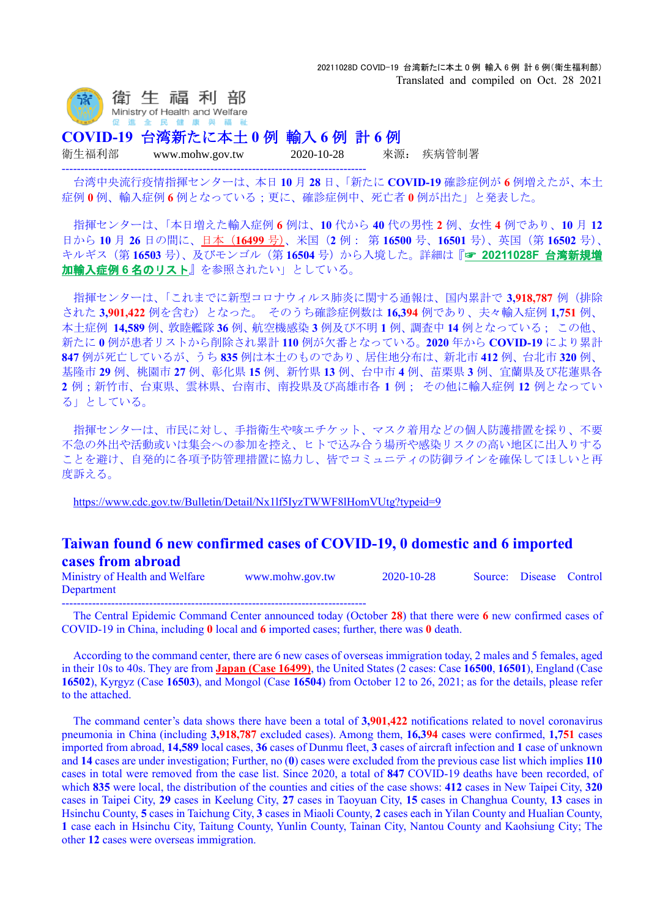20211028D COVID-19 台湾新たに本土 0 例 輸入 6 例 計 6 例(衛生福利部)
Translated and compiled on Oct. 28 2021

衛 生 福 利 部
Ministry of Health and Welfare
促 進 全 民 健 康 與 福 祉

# COVID-19 台湾新たに本土 0 例 輸入 6 例 計 6 例

衛生福利部　　www.mohw.gov.tw　　2020-10-28　　來源： 疾病管制署

---

台湾中央流行疫情指揮センターは、本日 **10** 月 **28** 日、「新たに **COVID-19** 確診症例が **6** 例増えたが、本土症例 **0** 例、輸入症例 **6** 例となっている；更に、確診症例中、死亡者 **0** 例が出た」と発表した。

指揮センターは、「本日増えた輸入症例 **6** 例は、**10** 代から **40** 代の男性 **2** 例、女性 **4** 例であり、**10** 月 **12** 日から **10** 月 **26** 日の間に、日本（**16499** 号）、米国（**2** 例： 第 **16500** 号、**16501** 号）、英国（第 **16502** 号）、キルギス（第 **16503** 号）、及びモンゴル（第 **16504** 号）から入境した。詳細は『☞ **20211028F 台湾新規増加輸入症例 6 名のリスト**』を参照されたい」としている。

指揮センターは、「これまでに新型コロナウィルス肺炎に関する通報は、国内累計で **3,918,787** 例（排除された **3,901,422** 例を含む）となった。 そのうち確診症例数は **16,394** 例であり、夫々輸入症例 **1,751** 例、本土症例 **14,589** 例、敦睦艦隊 **36** 例、航空機感染 **3** 例及び不明 **1** 例、調査中 **14** 例となっている； この他、新たに **0** 例が患者リストから削除され累計 **110** 例が欠番となっている。**2020** 年から **COVID-19** により累計 **847** 例が死亡しているが、うち **835** 例は本土のものであり、居住地分布は、新北市 **412** 例、台北市 **320** 例、基隆市 **29** 例、桃園市 **27** 例、彰化県 **15** 例、新竹県 **13** 例、台中市 **4** 例、苗栗県 **3** 例、宜蘭県及び花蓮県各 **2** 例；新竹市、台東県、雲林県、台南市、南投県及び高雄市各 **1** 例； その他に輸入症例 **12** 例となっている」としている。

指揮センターは、市民に対し、手指衛生や咳エチケット、マスク着用などの個人防護措置を採り、不要不急の外出や活動或いは集会への参加を控え、ヒトで込み合う場所や感染リスクの高い地区に出入りすることを避け、自発的に各項予防管理措置に協力し、皆でコミュニティの防御ラインを確保してほしいと再度訴える。

https://www.cdc.gov.tw/Bulletin/Detail/Nx1lf5IyzTWWF8lHomVUtg?typeid=9

# Taiwan found 6 new confirmed cases of COVID-19, 0 domestic and 6 imported cases from abroad

Ministry of Health and Welfare Department　　www.mohw.gov.tw　　2020-10-28　　Source: Disease Control

---

The Central Epidemic Command Center announced today (October **28**) that there were **6** new confirmed cases of COVID-19 in China, including **0** local and **6** imported cases; further, there was **0** death.

According to the command center, there are 6 new cases of overseas immigration today, 2 males and 5 females, aged in their 10s to 40s. They are from **Japan (Case 16499)**, the United States (2 cases: Case **16500**, **16501**), England (Case **16502**), Kyrgyz (Case **16503**), and Mongol (Case **16504**) from October 12 to 26, 2021; as for the details, please refer to the attached.

The command center's data shows there have been a total of **3,901,422** notifications related to novel coronavirus pneumonia in China (including **3,918,787** excluded cases). Among them, **16,394** cases were confirmed, **1,751** cases imported from abroad, **14,589** local cases, **36** cases of Dunmu fleet, **3** cases of aircraft infection and **1** case of unknown and **14** cases are under investigation; Further, no (**0**) cases were excluded from the previous case list which implies **110** cases in total were removed from the case list. Since 2020, a total of **847** COVID-19 deaths have been recorded, of which **835** were local, the distribution of the counties and cities of the case shows: **412** cases in New Taipei City, **320** cases in Taipei City, **29** cases in Keelung City, **27** cases in Taoyuan City, **15** cases in Changhua County, **13** cases in Hsinchu County, **5** cases in Taichung City, **3** cases in Miaoli County, **2** cases each in Yilan County and Hualian County, **1** case each in Hsinchu City, Taitung County, Yunlin County, Tainan City, Nantou County and Kaohsiung City; The other **12** cases were overseas immigration.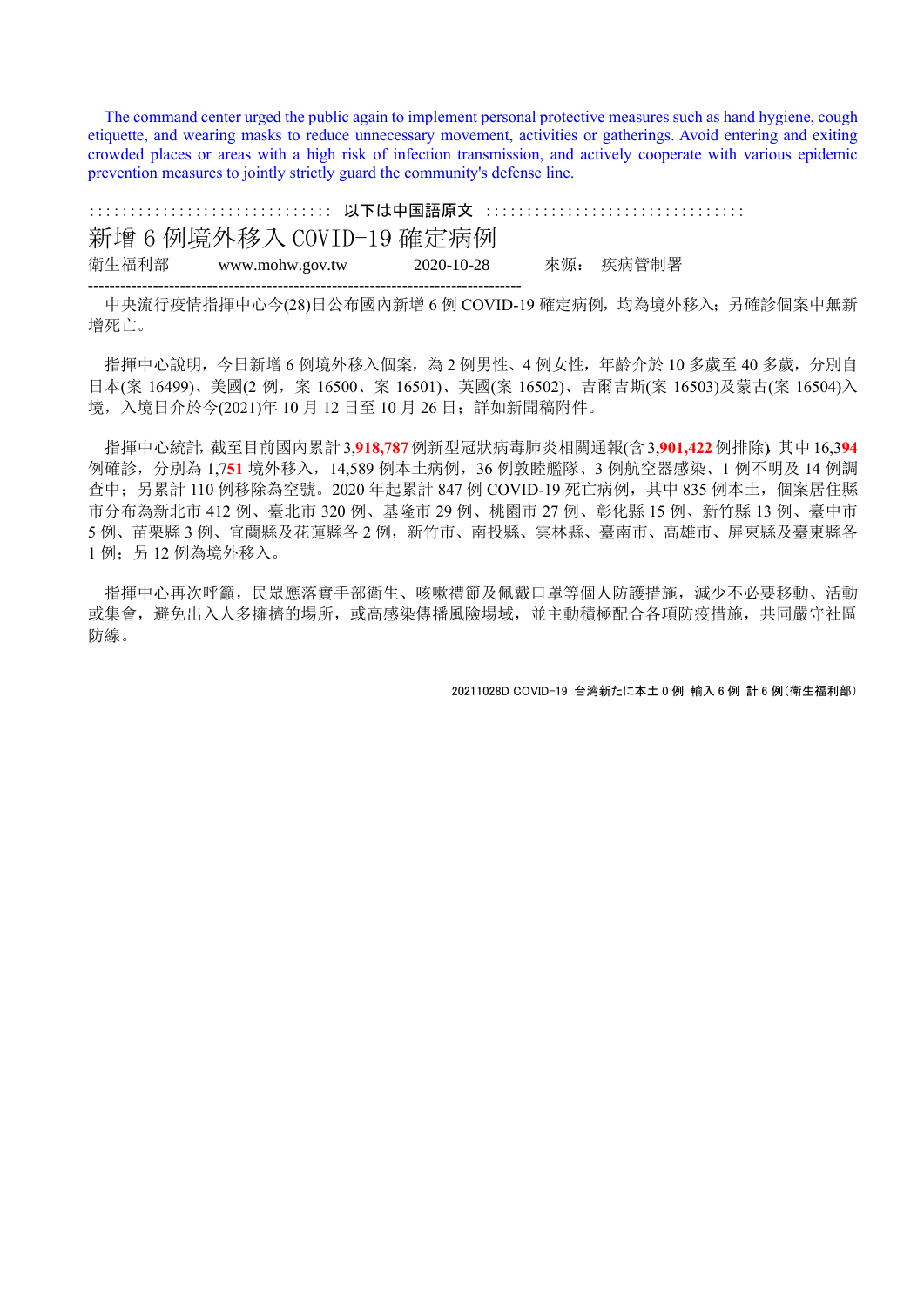The command center urged the public again to implement personal protective measures such as hand hygiene, cough etiquette, and wearing masks to reduce unnecessary movement, activities or gatherings. Avoid entering and exiting crowded places or areas with a high risk of infection transmission, and actively cooperate with various epidemic prevention measures to jointly strictly guard the community's defense line.

::::::::::::::::::::::::::::::: 以下は中国語原文 :::::::::::::::::::::::::::::::::

# 新增 6 例境外移入 COVID-19 確定病例

衛生福利部　　www.mohw.gov.tw　　2020-10-28　　來源：　疾病管制署

--------------------------------------------------------------------------------

中央流行疫情指揮中心今(28)日公布國內新增 6 例 COVID-19 確定病例，均為境外移入；另確診個案中無新增死亡。

指揮中心說明，今日新增 6 例境外移入個案，為 2 例男性、4 例女性，年齡介於 10 多歲至 40 多歲，分別自日本(案 16499)、美國(2 例，案 16500、案 16501)、英國(案 16502)、吉爾吉斯(案 16503)及蒙古(案 16504)入境，入境日介於今(2021)年 10 月 12 日至 10 月 26 日；詳如新聞稿附件。

指揮中心統計，截至目前國內累計 3,**918,787** 例新型冠狀病毒肺炎相關通報(含 3,**901,422** 例排除)，其中 16,3**94** 例確診，分別為 1,7**51** 境外移入，14,589 例本土病例，36 例敦睦艦隊、3 例航空器感染、1 例不明及 14 例調查中；另累計 110 例移除為空號。2020 年起累計 847 例 COVID-19 死亡病例，其中 835 例本土，個案居住縣市分布為新北市 412 例、臺北市 320 例、基隆市 29 例、桃園市 27 例、彰化縣 15 例、新竹縣 13 例、臺中市 5 例、苗栗縣 3 例、宜蘭縣及花蓮縣各 2 例，新竹市、南投縣、雲林縣、臺南市、高雄市、屏東縣及臺東縣各 1 例；另 12 例為境外移入。

指揮中心再次呼籲，民眾應落實手部衛生、咳嗽禮節及佩戴口罩等個人防護措施，減少不必要移動、活動或集會，避免出入人多擁擠的場所，或高感染傳播風險場域，並主動積極配合各項防疫措施，共同嚴守社區防線。

20211028D COVID-19 台湾新たに本土 0 例 輸入 6 例 計 6 例(衛生福利部)